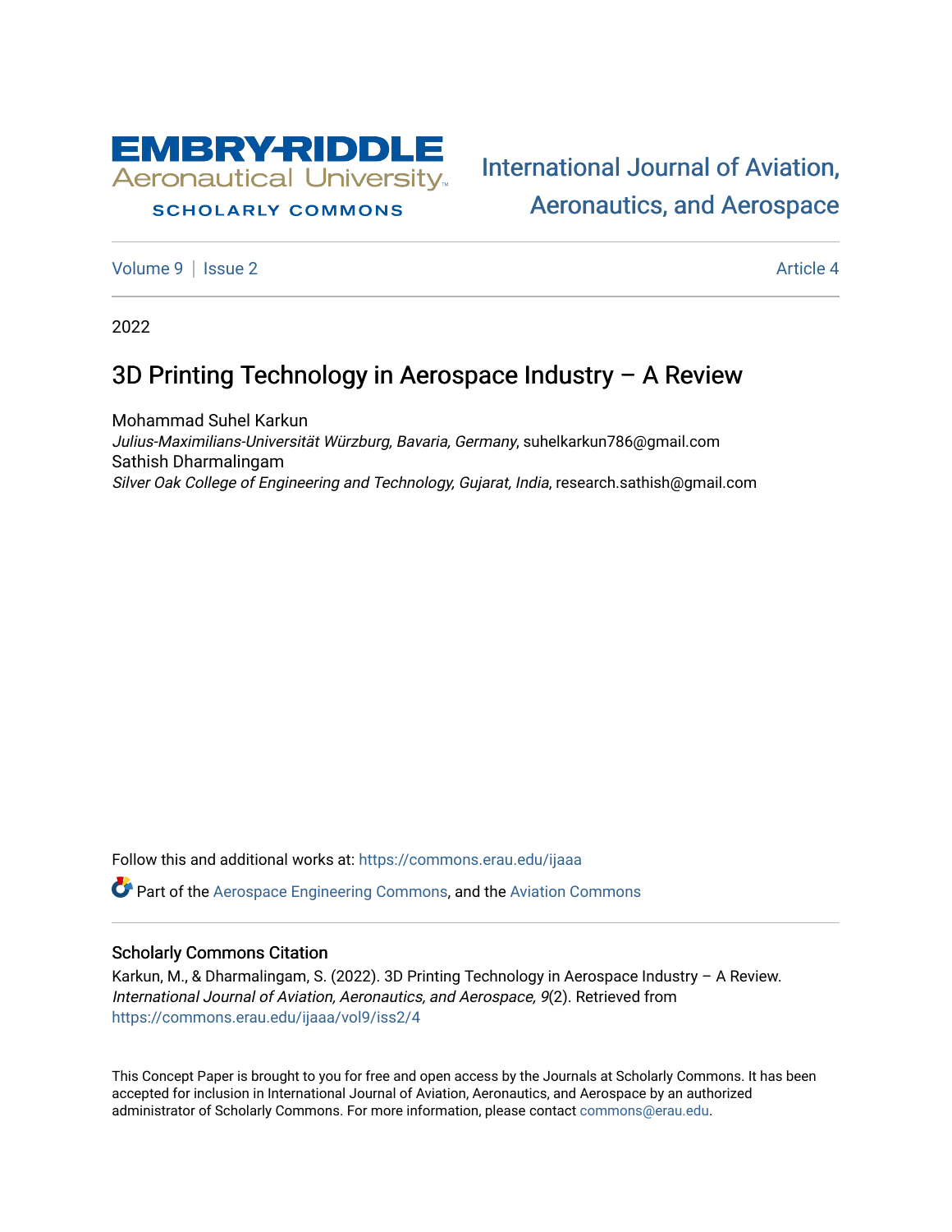Embry-Riddle Aeronautical University

SCHOLARLY COMMONS

International Journal of Aviation, Aeronautics, and Aerospace

Volume 9 | Issue 2 | Article 4

2022

# 3D Printing Technology in Aerospace Industry – A Review

Mohammad Suhel Karkun
*Julius-Maximilians-Universität Würzburg, Bavaria, Germany*, suhelkarkun786@gmail.com

Sathish Dharmalingam
*Silver Oak College of Engineering and Technology, Gujarat, India*, research.sathish@gmail.com

Follow this and additional works at: https://commons.erau.edu/ijaaa

Part of the Aerospace Engineering Commons, and the Aviation Commons

## Scholarly Commons Citation

Karkun, M., & Dharmalingam, S. (2022). 3D Printing Technology in Aerospace Industry – A Review. *International Journal of Aviation, Aeronautics, and Aerospace, 9*(2). Retrieved from https://commons.erau.edu/ijaaa/vol9/iss2/4

This Concept Paper is brought to you for free and open access by the Journals at Scholarly Commons. It has been accepted for inclusion in International Journal of Aviation, Aeronautics, and Aerospace by an authorized administrator of Scholarly Commons. For more information, please contact commons@erau.edu.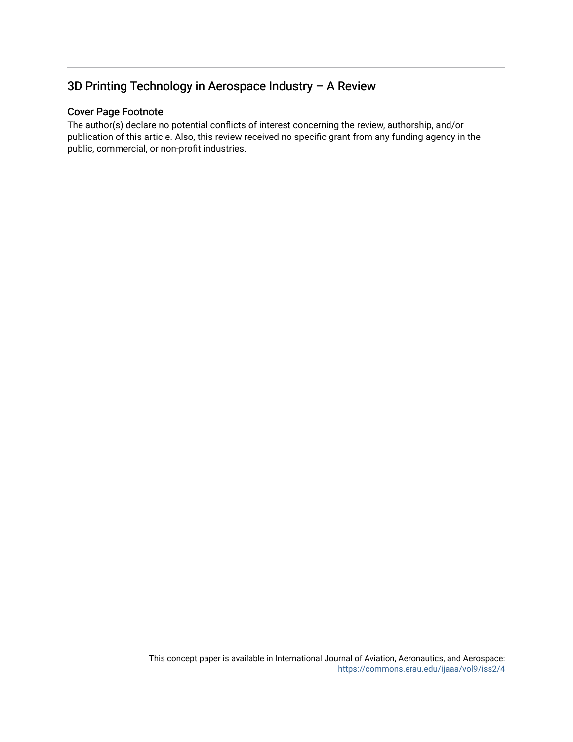## 3D Printing Technology in Aerospace Industry – A Review

### Cover Page Footnote

The author(s) declare no potential conflicts of interest concerning the review, authorship, and/or publication of this article. Also, this review received no specific grant from any funding agency in the public, commercial, or non-profit industries.

This concept paper is available in International Journal of Aviation, Aeronautics, and Aerospace: https://commons.erau.edu/ijaaa/vol9/iss2/4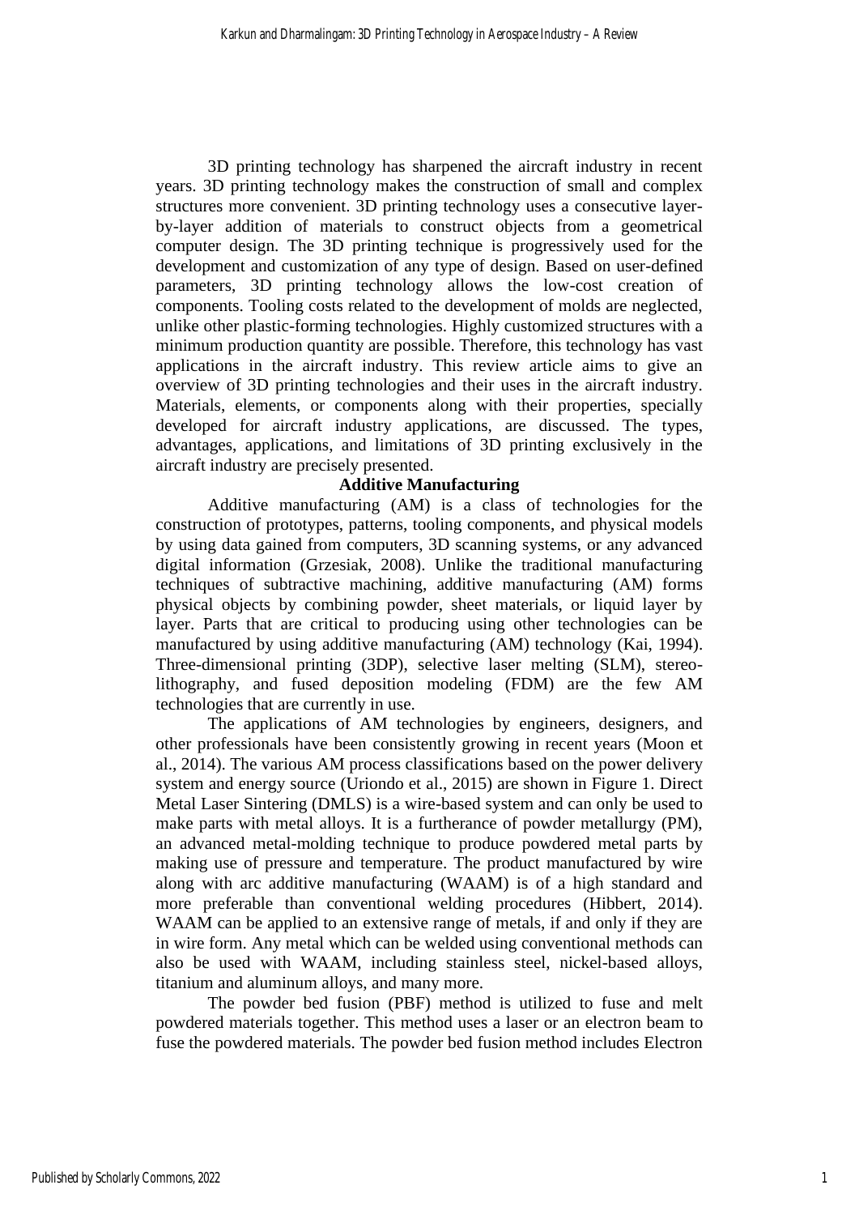3D printing technology has sharpened the aircraft industry in recent years. 3D printing technology makes the construction of small and complex structures more convenient. 3D printing technology uses a consecutive layer-by-layer addition of materials to construct objects from a geometrical computer design. The 3D printing technique is progressively used for the development and customization of any type of design. Based on user-defined parameters, 3D printing technology allows the low-cost creation of components. Tooling costs related to the development of molds are neglected, unlike other plastic-forming technologies. Highly customized structures with a minimum production quantity are possible. Therefore, this technology has vast applications in the aircraft industry. This review article aims to give an overview of 3D printing technologies and their uses in the aircraft industry. Materials, elements, or components along with their properties, specially developed for aircraft industry applications, are discussed. The types, advantages, applications, and limitations of 3D printing exclusively in the aircraft industry are precisely presented.

## Additive Manufacturing

Additive manufacturing (AM) is a class of technologies for the construction of prototypes, patterns, tooling components, and physical models by using data gained from computers, 3D scanning systems, or any advanced digital information (Grzesiak, 2008). Unlike the traditional manufacturing techniques of subtractive machining, additive manufacturing (AM) forms physical objects by combining powder, sheet materials, or liquid layer by layer. Parts that are critical to producing using other technologies can be manufactured by using additive manufacturing (AM) technology (Kai, 1994). Three-dimensional printing (3DP), selective laser melting (SLM), stereo-lithography, and fused deposition modeling (FDM) are the few AM technologies that are currently in use.

The applications of AM technologies by engineers, designers, and other professionals have been consistently growing in recent years (Moon et al., 2014). The various AM process classifications based on the power delivery system and energy source (Uriondo et al., 2015) are shown in Figure 1. Direct Metal Laser Sintering (DMLS) is a wire-based system and can only be used to make parts with metal alloys. It is a furtherance of powder metallurgy (PM), an advanced metal-molding technique to produce powdered metal parts by making use of pressure and temperature. The product manufactured by wire along with arc additive manufacturing (WAAM) is of a high standard and more preferable than conventional welding procedures (Hibbert, 2014). WAAM can be applied to an extensive range of metals, if and only if they are in wire form. Any metal which can be welded using conventional methods can also be used with WAAM, including stainless steel, nickel-based alloys, titanium and aluminum alloys, and many more.

The powder bed fusion (PBF) method is utilized to fuse and melt powdered materials together. This method uses a laser or an electron beam to fuse the powdered materials. The powder bed fusion method includes Electron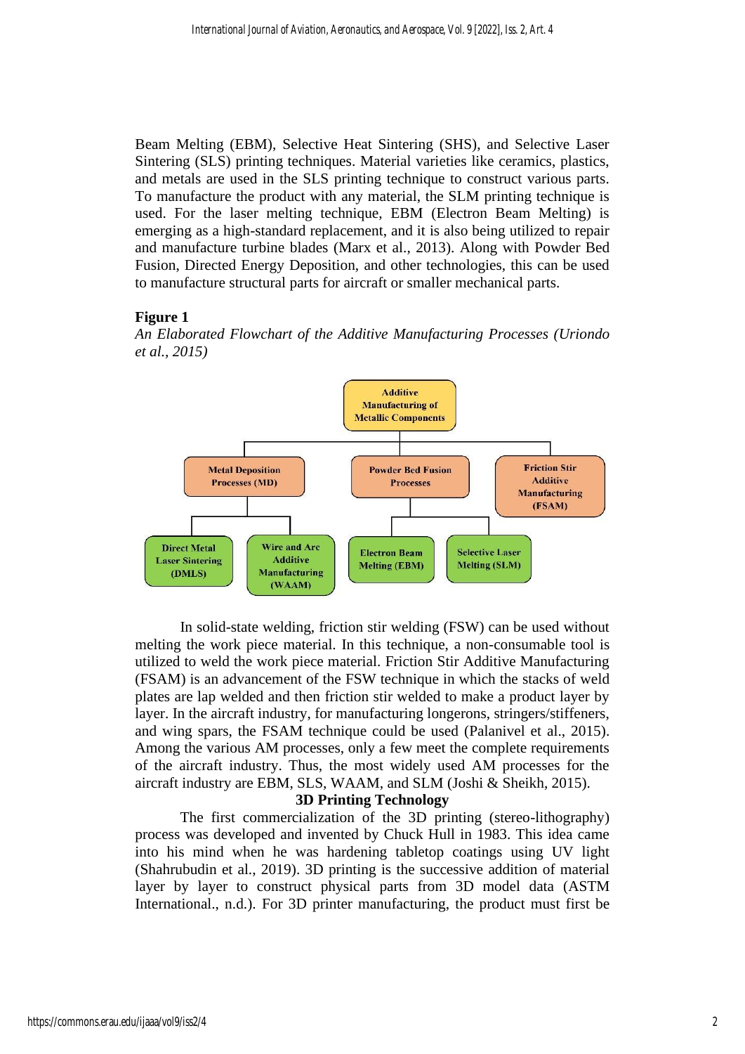Beam Melting (EBM), Selective Heat Sintering (SHS), and Selective Laser Sintering (SLS) printing techniques. Material varieties like ceramics, plastics, and metals are used in the SLS printing technique to construct various parts. To manufacture the product with any material, the SLM printing technique is used. For the laser melting technique, EBM (Electron Beam Melting) is emerging as a high-standard replacement, and it is also being utilized to repair and manufacture turbine blades (Marx et al., 2013). Along with Powder Bed Fusion, Directed Energy Deposition, and other technologies, this can be used to manufacture structural parts for aircraft or smaller mechanical parts.

**Figure 1**

*An Elaborated Flowchart of the Additive Manufacturing Processes (Uriondo et al., 2015)*

In solid-state welding, friction stir welding (FSW) can be used without melting the work piece material. In this technique, a non-consumable tool is utilized to weld the work piece material. Friction Stir Additive Manufacturing (FSAM) is an advancement of the FSW technique in which the stacks of weld plates are lap welded and then friction stir welded to make a product layer by layer. In the aircraft industry, for manufacturing longerons, stringers/stiffeners, and wing spars, the FSAM technique could be used (Palanivel et al., 2015). Among the various AM processes, only a few meet the complete requirements of the aircraft industry. Thus, the most widely used AM processes for the aircraft industry are EBM, SLS, WAAM, and SLM (Joshi & Sheikh, 2015).

## 3D Printing Technology

The first commercialization of the 3D printing (stereo-lithography) process was developed and invented by Chuck Hull in 1983. This idea came into his mind when he was hardening tabletop coatings using UV light (Shahrubudin et al., 2019). 3D printing is the successive addition of material layer by layer to construct physical parts from 3D model data (ASTM International., n.d.). For 3D printer manufacturing, the product must first be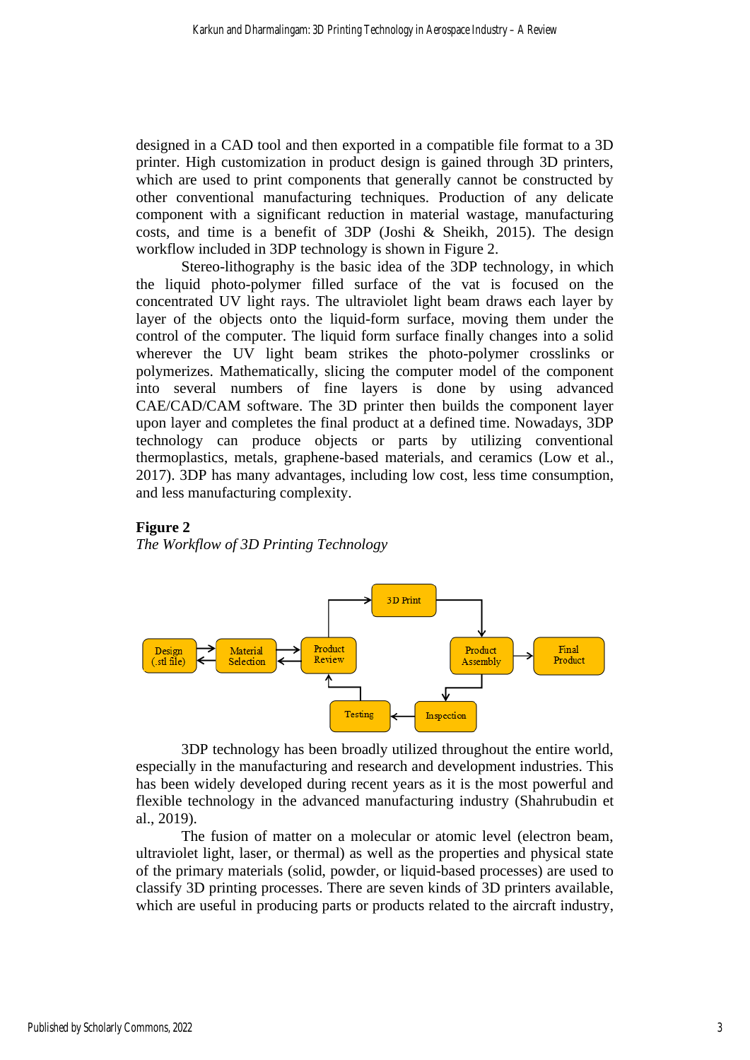designed in a CAD tool and then exported in a compatible file format to a 3D printer. High customization in product design is gained through 3D printers, which are used to print components that generally cannot be constructed by other conventional manufacturing techniques. Production of any delicate component with a significant reduction in material wastage, manufacturing costs, and time is a benefit of 3DP (Joshi & Sheikh, 2015). The design workflow included in 3DP technology is shown in Figure 2.

Stereo-lithography is the basic idea of the 3DP technology, in which the liquid photo-polymer filled surface of the vat is focused on the concentrated UV light rays. The ultraviolet light beam draws each layer by layer of the objects onto the liquid-form surface, moving them under the control of the computer. The liquid form surface finally changes into a solid wherever the UV light beam strikes the photo-polymer crosslinks or polymerizes. Mathematically, slicing the computer model of the component into several numbers of fine layers is done by using advanced CAE/CAD/CAM software. The 3D printer then builds the component layer upon layer and completes the final product at a defined time. Nowadays, 3DP technology can produce objects or parts by utilizing conventional thermoplastics, metals, graphene-based materials, and ceramics (Low et al., 2017). 3DP has many advantages, including low cost, less time consumption, and less manufacturing complexity.

**Figure 2**

*The Workflow of 3D Printing Technology*

Design (.stl file) ⇄ Material Selection ⇄ Product Review → 3D Print → Product Assembly → Final Product; Product Assembly → Inspection → Testing → Product Review

3DP technology has been broadly utilized throughout the entire world, especially in the manufacturing and research and development industries. This has been widely developed during recent years as it is the most powerful and flexible technology in the advanced manufacturing industry (Shahrubudin et al., 2019).

The fusion of matter on a molecular or atomic level (electron beam, ultraviolet light, laser, or thermal) as well as the properties and physical state of the primary materials (solid, powder, or liquid-based processes) are used to classify 3D printing processes. There are seven kinds of 3D printers available, which are useful in producing parts or products related to the aircraft industry,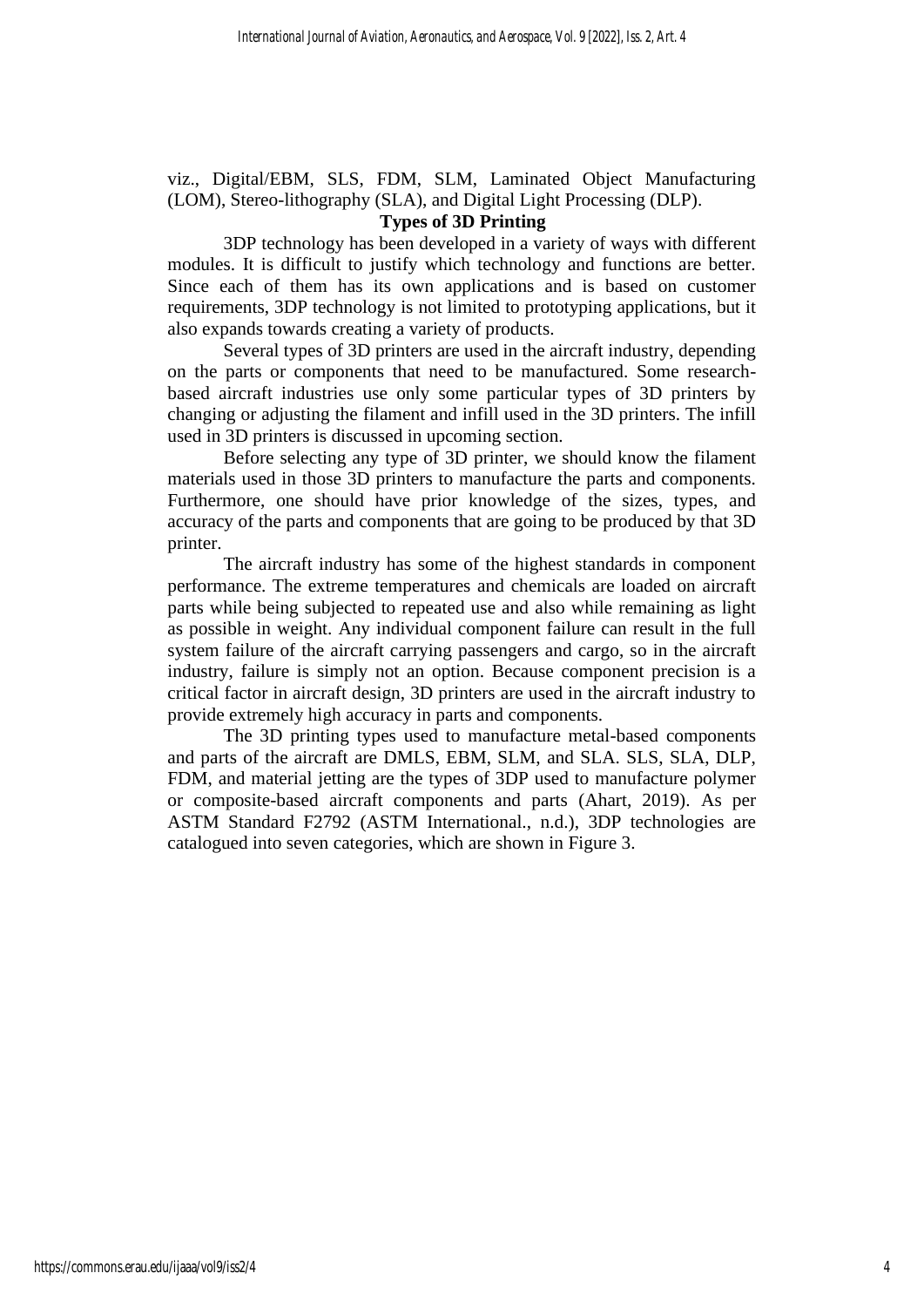viz., Digital/EBM, SLS, FDM, SLM, Laminated Object Manufacturing (LOM), Stereo-lithography (SLA), and Digital Light Processing (DLP).

## Types of 3D Printing

3DP technology has been developed in a variety of ways with different modules. It is difficult to justify which technology and functions are better. Since each of them has its own applications and is based on customer requirements, 3DP technology is not limited to prototyping applications, but it also expands towards creating a variety of products.

Several types of 3D printers are used in the aircraft industry, depending on the parts or components that need to be manufactured. Some research-based aircraft industries use only some particular types of 3D printers by changing or adjusting the filament and infill used in the 3D printers. The infill used in 3D printers is discussed in upcoming section.

Before selecting any type of 3D printer, we should know the filament materials used in those 3D printers to manufacture the parts and components. Furthermore, one should have prior knowledge of the sizes, types, and accuracy of the parts and components that are going to be produced by that 3D printer.

The aircraft industry has some of the highest standards in component performance. The extreme temperatures and chemicals are loaded on aircraft parts while being subjected to repeated use and also while remaining as light as possible in weight. Any individual component failure can result in the full system failure of the aircraft carrying passengers and cargo, so in the aircraft industry, failure is simply not an option. Because component precision is a critical factor in aircraft design, 3D printers are used in the aircraft industry to provide extremely high accuracy in parts and components.

The 3D printing types used to manufacture metal-based components and parts of the aircraft are DMLS, EBM, SLM, and SLA. SLS, SLA, DLP, FDM, and material jetting are the types of 3DP used to manufacture polymer or composite-based aircraft components and parts (Ahart, 2019). As per ASTM Standard F2792 (ASTM International., n.d.), 3DP technologies are catalogued into seven categories, which are shown in Figure 3.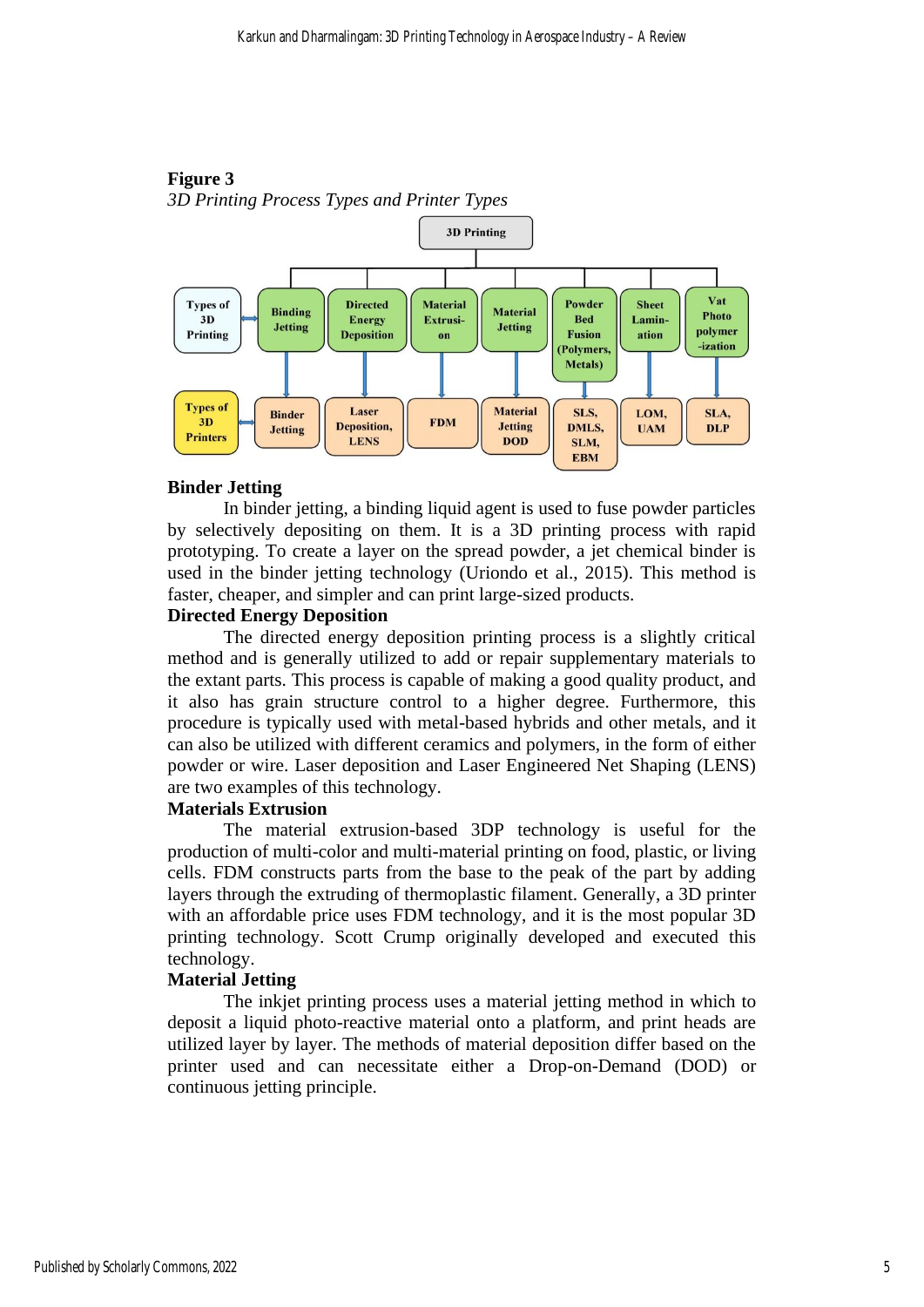**Figure 3**

*3D Printing Process Types and Printer Types*

| Types of 3D Printing | Binding Jetting | Directed Energy Deposition | Material Extrusion | Material Jetting | Powder Bed Fusion (Polymers, Metals) | Sheet Lamination | Vat Photo polymerization |
|---|---|---|---|---|---|---|---|
| Types of 3D Printers | Binder Jetting | Laser Deposition, LENS | FDM | Material Jetting DOD | SLS, DMLS, SLM, EBM | LOM, UAM | SLA, DLP |

### Binder Jetting

In binder jetting, a binding liquid agent is used to fuse powder particles by selectively depositing on them. It is a 3D printing process with rapid prototyping. To create a layer on the spread powder, a jet chemical binder is used in the binder jetting technology (Uriondo et al., 2015). This method is faster, cheaper, and simpler and can print large-sized products.

### Directed Energy Deposition

The directed energy deposition printing process is a slightly critical method and is generally utilized to add or repair supplementary materials to the extant parts. This process is capable of making a good quality product, and it also has grain structure control to a higher degree. Furthermore, this procedure is typically used with metal-based hybrids and other metals, and it can also be utilized with different ceramics and polymers, in the form of either powder or wire. Laser deposition and Laser Engineered Net Shaping (LENS) are two examples of this technology.

### Materials Extrusion

The material extrusion-based 3DP technology is useful for the production of multi-color and multi-material printing on food, plastic, or living cells. FDM constructs parts from the base to the peak of the part by adding layers through the extruding of thermoplastic filament. Generally, a 3D printer with an affordable price uses FDM technology, and it is the most popular 3D printing technology. Scott Crump originally developed and executed this technology.

### Material Jetting

The inkjet printing process uses a material jetting method in which to deposit a liquid photo-reactive material onto a platform, and print heads are utilized layer by layer. The methods of material deposition differ based on the printer used and can necessitate either a Drop-on-Demand (DOD) or continuous jetting principle.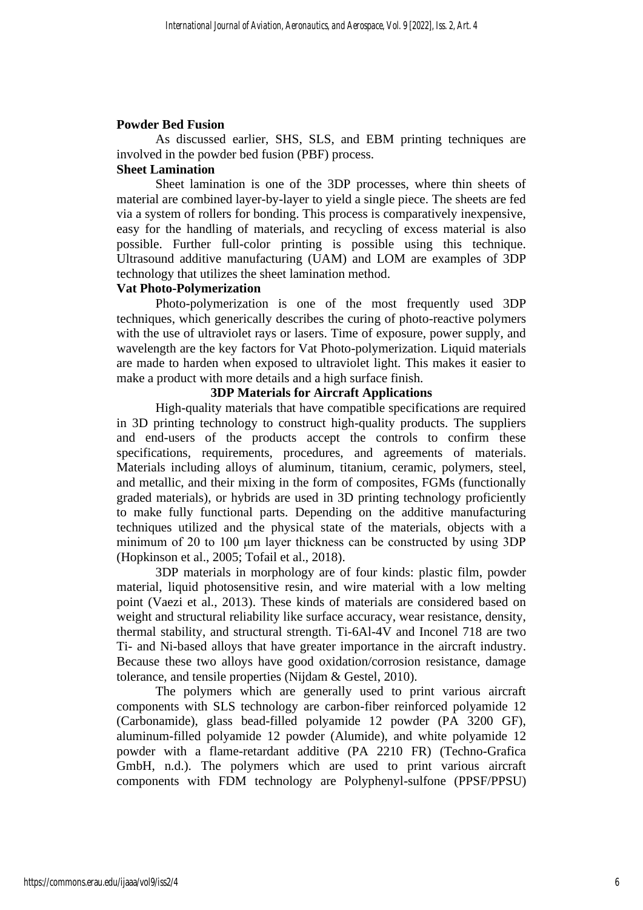### Powder Bed Fusion

As discussed earlier, SHS, SLS, and EBM printing techniques are involved in the powder bed fusion (PBF) process.

### Sheet Lamination

Sheet lamination is one of the 3DP processes, where thin sheets of material are combined layer-by-layer to yield a single piece. The sheets are fed via a system of rollers for bonding. This process is comparatively inexpensive, easy for the handling of materials, and recycling of excess material is also possible. Further full-color printing is possible using this technique. Ultrasound additive manufacturing (UAM) and LOM are examples of 3DP technology that utilizes the sheet lamination method.

### Vat Photo-Polymerization

Photo-polymerization is one of the most frequently used 3DP techniques, which generically describes the curing of photo-reactive polymers with the use of ultraviolet rays or lasers. Time of exposure, power supply, and wavelength are the key factors for Vat Photo-polymerization. Liquid materials are made to harden when exposed to ultraviolet light. This makes it easier to make a product with more details and a high surface finish.

## 3DP Materials for Aircraft Applications

High-quality materials that have compatible specifications are required in 3D printing technology to construct high-quality products. The suppliers and end-users of the products accept the controls to confirm these specifications, requirements, procedures, and agreements of materials. Materials including alloys of aluminum, titanium, ceramic, polymers, steel, and metallic, and their mixing in the form of composites, FGMs (functionally graded materials), or hybrids are used in 3D printing technology proficiently to make fully functional parts. Depending on the additive manufacturing techniques utilized and the physical state of the materials, objects with a minimum of 20 to 100 µm layer thickness can be constructed by using 3DP (Hopkinson et al., 2005; Tofail et al., 2018).

3DP materials in morphology are of four kinds: plastic film, powder material, liquid photosensitive resin, and wire material with a low melting point (Vaezi et al., 2013). These kinds of materials are considered based on weight and structural reliability like surface accuracy, wear resistance, density, thermal stability, and structural strength. Ti-6Al-4V and Inconel 718 are two Ti- and Ni-based alloys that have greater importance in the aircraft industry. Because these two alloys have good oxidation/corrosion resistance, damage tolerance, and tensile properties (Nijdam & Gestel, 2010).

The polymers which are generally used to print various aircraft components with SLS technology are carbon-fiber reinforced polyamide 12 (Carbonamide), glass bead-filled polyamide 12 powder (PA 3200 GF), aluminum-filled polyamide 12 powder (Alumide), and white polyamide 12 powder with a flame-retardant additive (PA 2210 FR) (Techno-Grafica GmbH, n.d.). The polymers which are used to print various aircraft components with FDM technology are Polyphenyl-sulfone (PPSF/PPSU)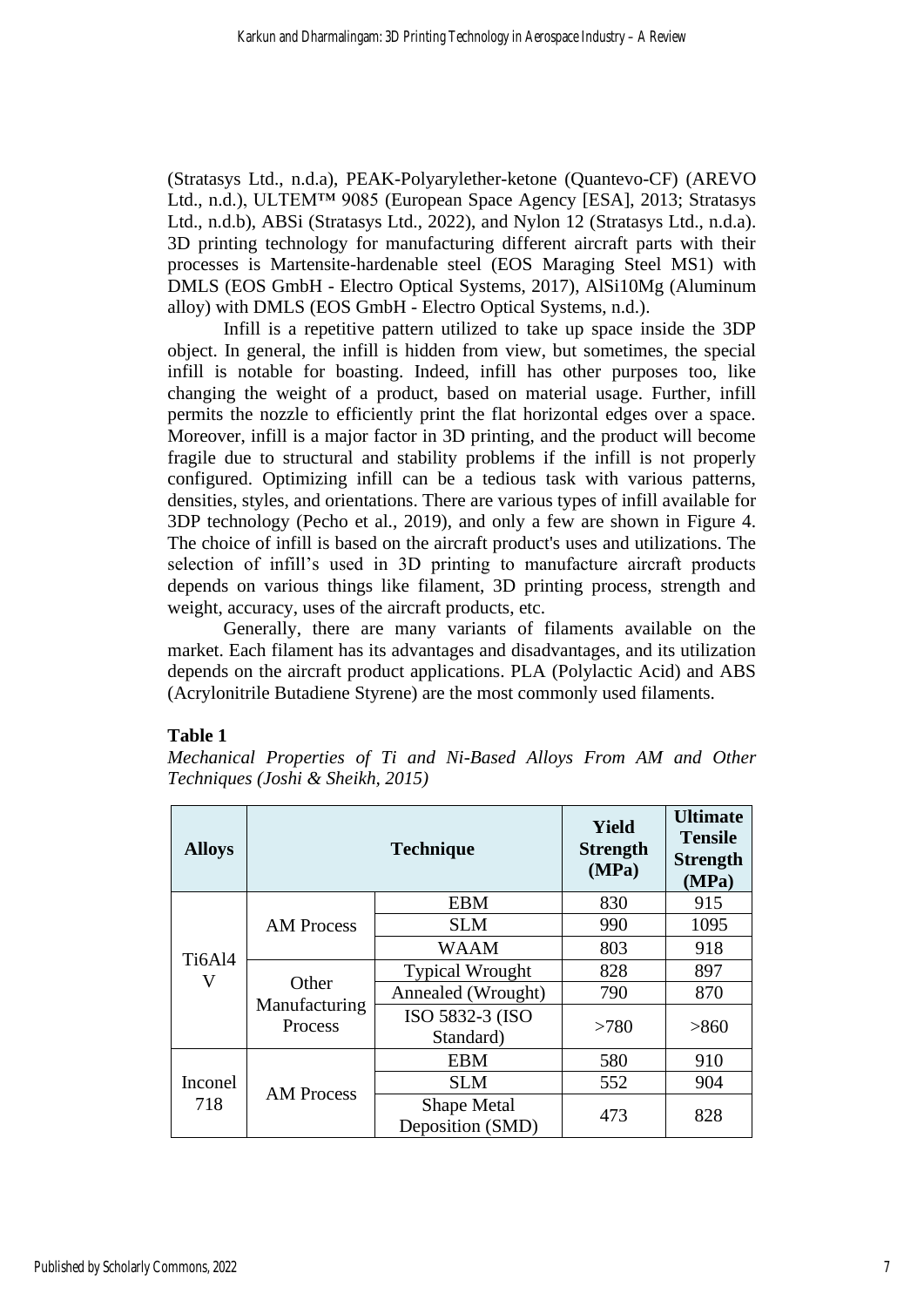(Stratasys Ltd., n.d.a), PEAK-Polyarylether-ketone (Quantevo-CF) (AREVO Ltd., n.d.), ULTEM™ 9085 (European Space Agency [ESA], 2013; Stratasys Ltd., n.d.b), ABSi (Stratasys Ltd., 2022), and Nylon 12 (Stratasys Ltd., n.d.a). 3D printing technology for manufacturing different aircraft parts with their processes is Martensite-hardenable steel (EOS Maraging Steel MS1) with DMLS (EOS GmbH - Electro Optical Systems, 2017), AlSi10Mg (Aluminum alloy) with DMLS (EOS GmbH - Electro Optical Systems, n.d.).

Infill is a repetitive pattern utilized to take up space inside the 3DP object. In general, the infill is hidden from view, but sometimes, the special infill is notable for boasting. Indeed, infill has other purposes too, like changing the weight of a product, based on material usage. Further, infill permits the nozzle to efficiently print the flat horizontal edges over a space. Moreover, infill is a major factor in 3D printing, and the product will become fragile due to structural and stability problems if the infill is not properly configured. Optimizing infill can be a tedious task with various patterns, densities, styles, and orientations. There are various types of infill available for 3DP technology (Pecho et al., 2019), and only a few are shown in Figure 4. The choice of infill is based on the aircraft product's uses and utilizations. The selection of infill's used in 3D printing to manufacture aircraft products depends on various things like filament, 3D printing process, strength and weight, accuracy, uses of the aircraft products, etc.

Generally, there are many variants of filaments available on the market. Each filament has its advantages and disadvantages, and its utilization depends on the aircraft product applications. PLA (Polylactic Acid) and ABS (Acrylonitrile Butadiene Styrene) are the most commonly used filaments.

**Table 1**

*Mechanical Properties of Ti and Ni-Based Alloys From AM and Other Techniques (Joshi & Sheikh, 2015)*

| Alloys | Technique | | Yield Strength (MPa) | Ultimate Tensile Strength (MPa) |
|---|---|---|---|---|
| Ti6Al4V | AM Process | EBM | 830 | 915 |
| | | SLM | 990 | 1095 |
| | | WAAM | 803 | 918 |
| | Other Manufacturing Process | Typical Wrought | 828 | 897 |
| | | Annealed (Wrought) | 790 | 870 |
| | | ISO 5832-3 (ISO Standard) | >780 | >860 |
| Inconel 718 | AM Process | EBM | 580 | 910 |
| | | SLM | 552 | 904 |
| | | Shape Metal Deposition (SMD) | 473 | 828 |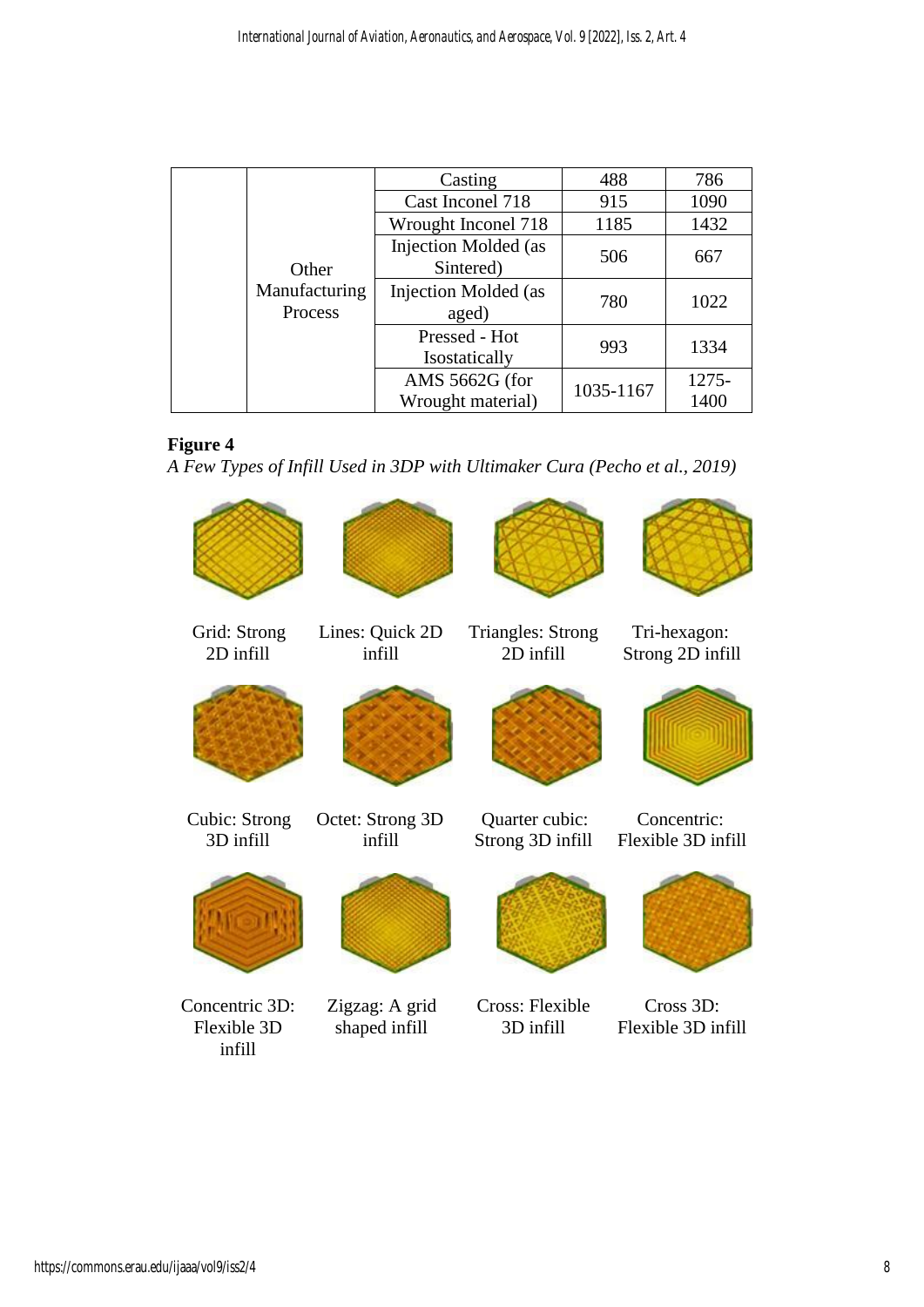| | | | | |
|---|---|---|---|---|
| | Other Manufacturing Process | Casting | 488 | 786 |
| | | Cast Inconel 718 | 915 | 1090 |
| | | Wrought Inconel 718 | 1185 | 1432 |
| | | Injection Molded (as Sintered) | 506 | 667 |
| | | Injection Molded (as aged) | 780 | 1022 |
| | | Pressed - Hot Isostatically | 993 | 1334 |
| | | AMS 5662G (for Wrought material) | 1035-1167 | 1275-1400 |

**Figure 4**

*A Few Types of Infill Used in 3DP with Ultimaker Cura (Pecho et al., 2019)*

Grid: Strong 2D infill

Lines: Quick 2D infill

Triangles: Strong 2D infill

Tri-hexagon: Strong 2D infill

Cubic: Strong 3D infill

Octet: Strong 3D infill

Quarter cubic: Strong 3D infill

Concentric: Flexible 3D infill

Concentric 3D: Flexible 3D infill

Zigzag: A grid shaped infill

Cross: Flexible 3D infill

Cross 3D: Flexible 3D infill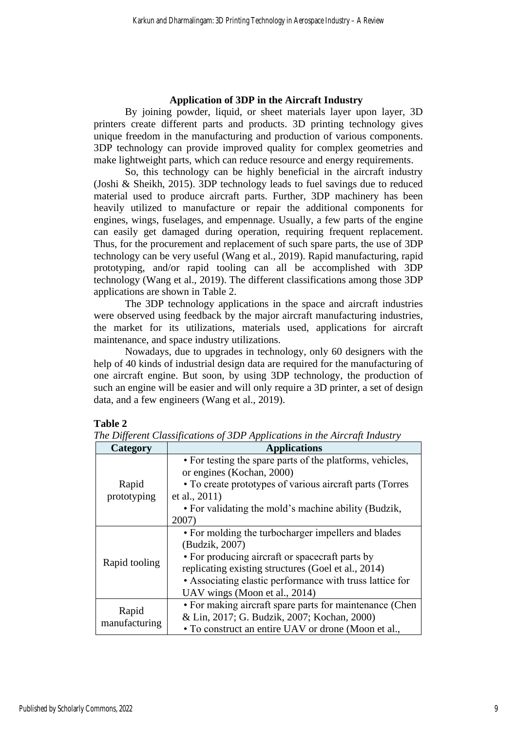## Application of 3DP in the Aircraft Industry

By joining powder, liquid, or sheet materials layer upon layer, 3D printers create different parts and products. 3D printing technology gives unique freedom in the manufacturing and production of various components. 3DP technology can provide improved quality for complex geometries and make lightweight parts, which can reduce resource and energy requirements.

So, this technology can be highly beneficial in the aircraft industry (Joshi & Sheikh, 2015). 3DP technology leads to fuel savings due to reduced material used to produce aircraft parts. Further, 3DP machinery has been heavily utilized to manufacture or repair the additional components for engines, wings, fuselages, and empennage. Usually, a few parts of the engine can easily get damaged during operation, requiring frequent replacement. Thus, for the procurement and replacement of such spare parts, the use of 3DP technology can be very useful (Wang et al., 2019). Rapid manufacturing, rapid prototyping, and/or rapid tooling can all be accomplished with 3DP technology (Wang et al., 2019). The different classifications among those 3DP applications are shown in Table 2.

The 3DP technology applications in the space and aircraft industries were observed using feedback by the major aircraft manufacturing industries, the market for its utilizations, materials used, applications for aircraft maintenance, and space industry utilizations.

Nowadays, due to upgrades in technology, only 60 designers with the help of 40 kinds of industrial design data are required for the manufacturing of one aircraft engine. But soon, by using 3DP technology, the production of such an engine will be easier and will only require a 3D printer, a set of design data, and a few engineers (Wang et al., 2019).

**Table 2**

*The Different Classifications of 3DP Applications in the Aircraft Industry*

| Category | Applications |
|---|---|
| Rapid prototyping | • For testing the spare parts of the platforms, vehicles, or engines (Kochan, 2000)<br>• To create prototypes of various aircraft parts (Torres et al., 2011)<br>• For validating the mold's machine ability (Budzik, 2007) |
| Rapid tooling | • For molding the turbocharger impellers and blades (Budzik, 2007)<br>• For producing aircraft or spacecraft parts by replicating existing structures (Goel et al., 2014)<br>• Associating elastic performance with truss lattice for UAV wings (Moon et al., 2014) |
| Rapid manufacturing | • For making aircraft spare parts for maintenance (Chen & Lin, 2017; G. Budzik, 2007; Kochan, 2000)<br>• To construct an entire UAV or drone (Moon et al., |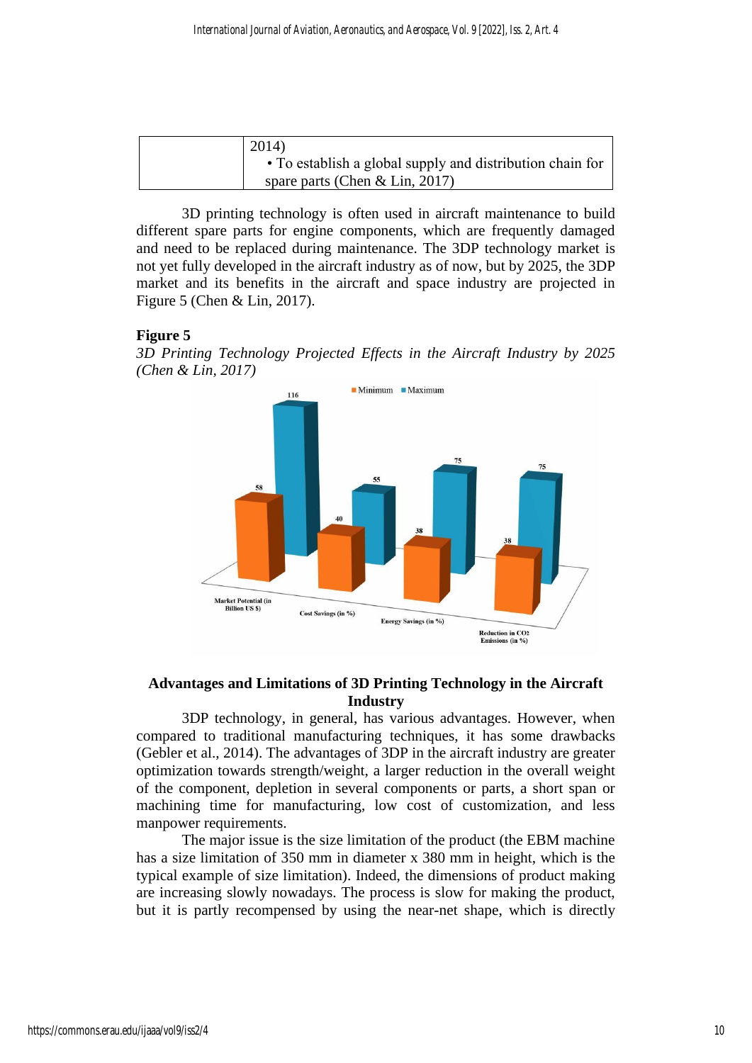|  | 2014)<br>• To establish a global supply and distribution chain for spare parts (Chen & Lin, 2017) |
|---|---|

3D printing technology is often used in aircraft maintenance to build different spare parts for engine components, which are frequently damaged and need to be replaced during maintenance. The 3DP technology market is not yet fully developed in the aircraft industry as of now, but by 2025, the 3DP market and its benefits in the aircraft and space industry are projected in Figure 5 (Chen & Lin, 2017).

**Figure 5**

*3D Printing Technology Projected Effects in the Aircraft Industry by 2025 (Chen & Lin, 2017)*

## Advantages and Limitations of 3D Printing Technology in the Aircraft Industry

3DP technology, in general, has various advantages. However, when compared to traditional manufacturing techniques, it has some drawbacks (Gebler et al., 2014). The advantages of 3DP in the aircraft industry are greater optimization towards strength/weight, a larger reduction in the overall weight of the component, depletion in several components or parts, a short span or machining time for manufacturing, low cost of customization, and less manpower requirements.

The major issue is the size limitation of the product (the EBM machine has a size limitation of 350 mm in diameter x 380 mm in height, which is the typical example of size limitation). Indeed, the dimensions of product making are increasing slowly nowadays. The process is slow for making the product, but it is partly recompensed by using the near-net shape, which is directly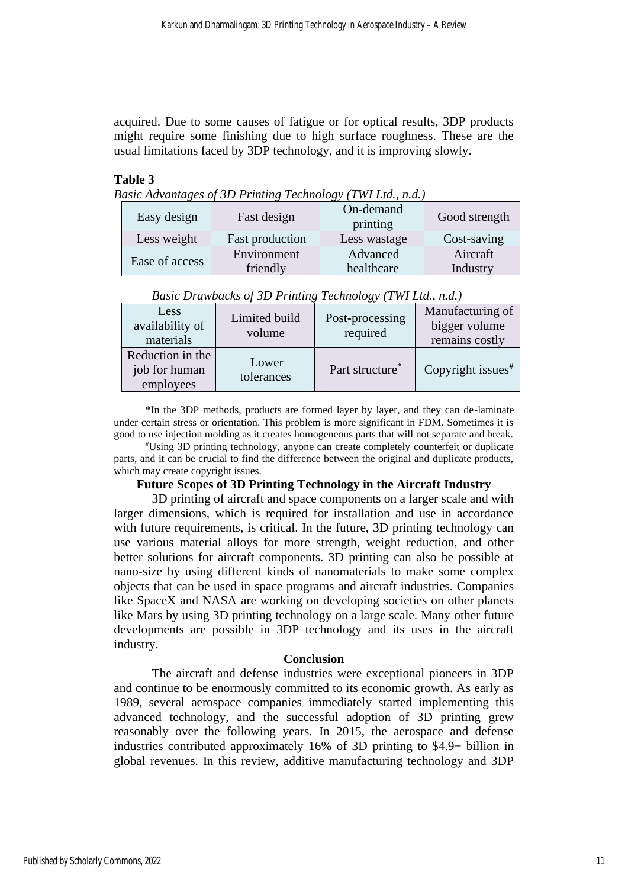acquired. Due to some causes of fatigue or for optical results, 3DP products might require some finishing due to high surface roughness. These are the usual limitations faced by 3DP technology, and it is improving slowly.

**Table 3**

*Basic Advantages of 3D Printing Technology (TWI Ltd., n.d.)*

| Easy design | Fast design | On-demand printing | Good strength |
|---|---|---|---|
| Less weight | Fast production | Less wastage | Cost-saving |
| Ease of access | Environment friendly | Advanced healthcare | Aircraft Industry |

*Basic Drawbacks of 3D Printing Technology (TWI Ltd., n.d.)*

| Less availability of materials | Limited build volume | Post-processing required | Manufacturing of bigger volume remains costly |
|---|---|---|---|
| Reduction in the job for human employees | Lower tolerances | Part structure* | Copyright issues# |

*In the 3DP methods, products are formed layer by layer, and they can de-laminate under certain stress or orientation. This problem is more significant in FDM. Sometimes it is good to use injection molding as it creates homogeneous parts that will not separate and break.

#Using 3D printing technology, anyone can create completely counterfeit or duplicate parts, and it can be crucial to find the difference between the original and duplicate products, which may create copyright issues.

## Future Scopes of 3D Printing Technology in the Aircraft Industry

3D printing of aircraft and space components on a larger scale and with larger dimensions, which is required for installation and use in accordance with future requirements, is critical. In the future, 3D printing technology can use various material alloys for more strength, weight reduction, and other better solutions for aircraft components. 3D printing can also be possible at nano-size by using different kinds of nanomaterials to make some complex objects that can be used in space programs and aircraft industries. Companies like SpaceX and NASA are working on developing societies on other planets like Mars by using 3D printing technology on a large scale. Many other future developments are possible in 3DP technology and its uses in the aircraft industry.

## Conclusion

The aircraft and defense industries were exceptional pioneers in 3DP and continue to be enormously committed to its economic growth. As early as 1989, several aerospace companies immediately started implementing this advanced technology, and the successful adoption of 3D printing grew reasonably over the following years. In 2015, the aerospace and defense industries contributed approximately 16% of 3D printing to \$4.9+ billion in global revenues. In this review, additive manufacturing technology and 3DP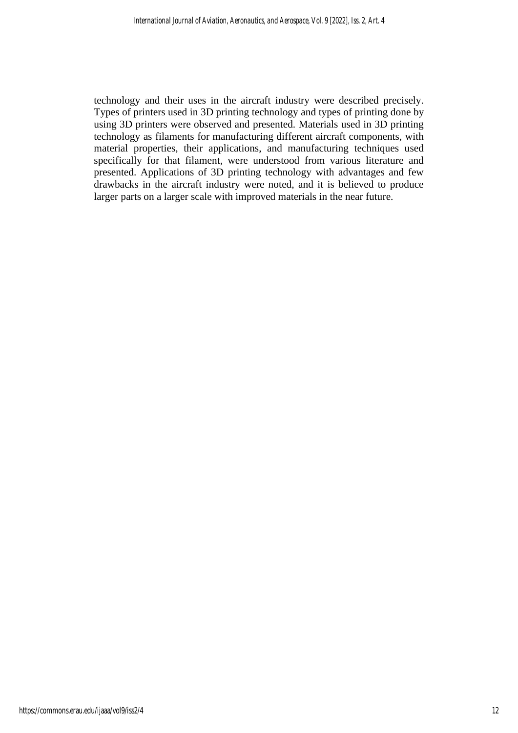technology and their uses in the aircraft industry were described precisely. Types of printers used in 3D printing technology and types of printing done by using 3D printers were observed and presented. Materials used in 3D printing technology as filaments for manufacturing different aircraft components, with material properties, their applications, and manufacturing techniques used specifically for that filament, were understood from various literature and presented. Applications of 3D printing technology with advantages and few drawbacks in the aircraft industry were noted, and it is believed to produce larger parts on a larger scale with improved materials in the near future.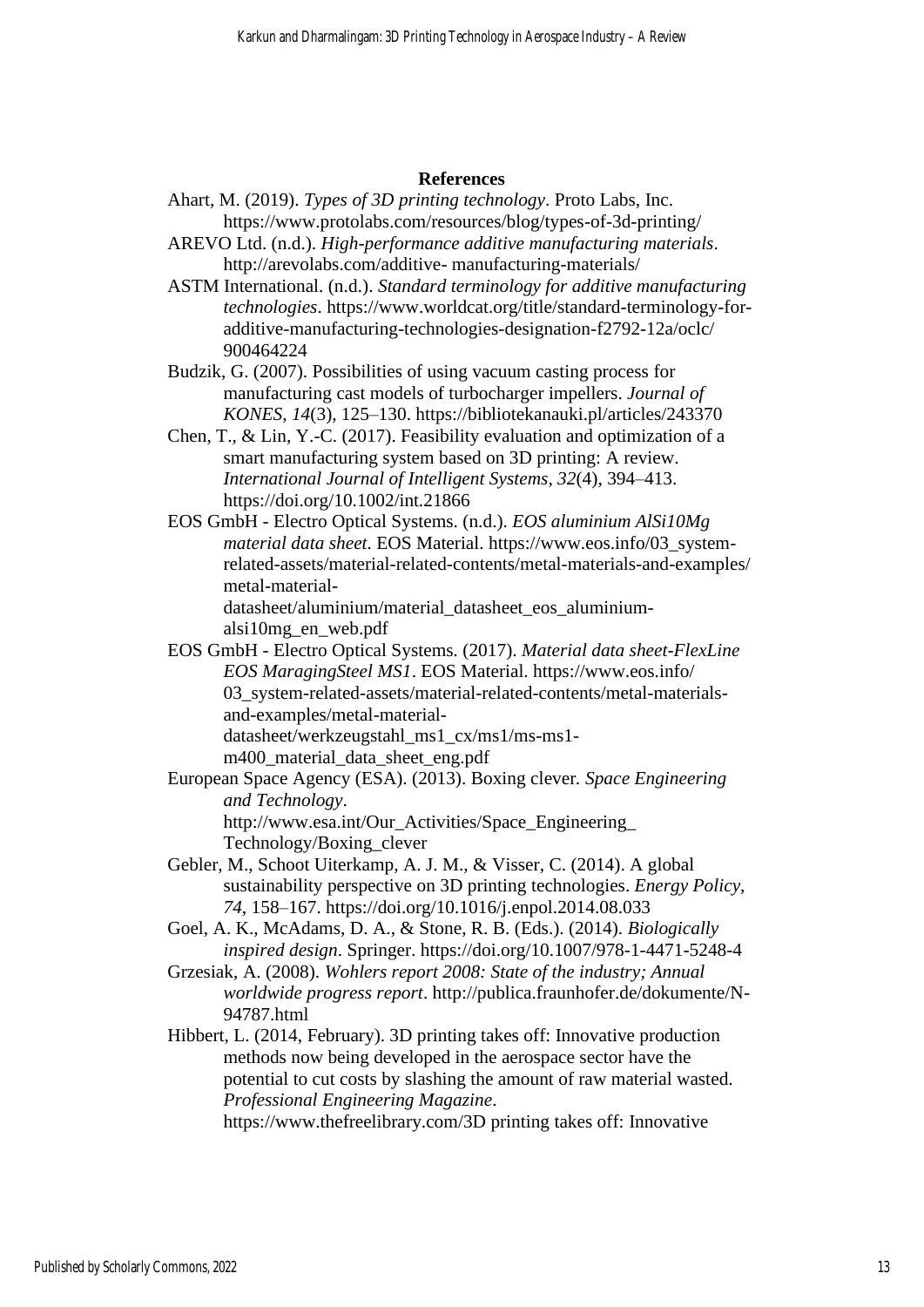## References

Ahart, M. (2019). *Types of 3D printing technology*. Proto Labs, Inc. https://www.protolabs.com/resources/blog/types-of-3d-printing/

AREVO Ltd. (n.d.). *High-performance additive manufacturing materials*. http://arevolabs.com/additive- manufacturing-materials/

ASTM International. (n.d.). *Standard terminology for additive manufacturing technologies*. https://www.worldcat.org/title/standard-terminology-for-additive-manufacturing-technologies-designation-f2792-12a/oclc/900464224

Budzik, G. (2007). Possibilities of using vacuum casting process for manufacturing cast models of turbocharger impellers. *Journal of KONES, 14*(3), 125–130. https://bibliotekanauki.pl/articles/243370

Chen, T., & Lin, Y.-C. (2017). Feasibility evaluation and optimization of a smart manufacturing system based on 3D printing: A review. *International Journal of Intelligent Systems*, *32*(4), 394–413. https://doi.org/10.1002/int.21866

EOS GmbH - Electro Optical Systems. (n.d.). *EOS aluminium AlSi10Mg material data sheet*. EOS Material. https://www.eos.info/03_system-related-assets/material-related-contents/metal-materials-and-examples/metal-material-datasheet/aluminium/material_datasheet_eos_aluminium-alsi10mg_en_web.pdf

EOS GmbH - Electro Optical Systems. (2017). *Material data sheet-FlexLine EOS MaragingSteel MS1*. EOS Material. https://www.eos.info/03_system-related-assets/material-related-contents/metal-materials-and-examples/metal-material-datasheet/werkzeugstahl_ms1_cx/ms1/ms-ms1-m400_material_data_sheet_eng.pdf

European Space Agency (ESA). (2013). Boxing clever. *Space Engineering and Technology*. http://www.esa.int/Our_Activities/Space_Engineering_Technology/Boxing_clever

Gebler, M., Schoot Uiterkamp, A. J. M., & Visser, C. (2014). A global sustainability perspective on 3D printing technologies. *Energy Policy*, *74*, 158–167. https://doi.org/10.1016/j.enpol.2014.08.033

Goel, A. K., McAdams, D. A., & Stone, R. B. (Eds.). (2014). *Biologically inspired design*. Springer. https://doi.org/10.1007/978-1-4471-5248-4

Grzesiak, A. (2008). *Wohlers report 2008: State of the industry; Annual worldwide progress report*. http://publica.fraunhofer.de/dokumente/N-94787.html

Hibbert, L. (2014, February). 3D printing takes off: Innovative production methods now being developed in the aerospace sector have the potential to cut costs by slashing the amount of raw material wasted. *Professional Engineering Magazine*. https://www.thefreelibrary.com/3D printing takes off: Innovative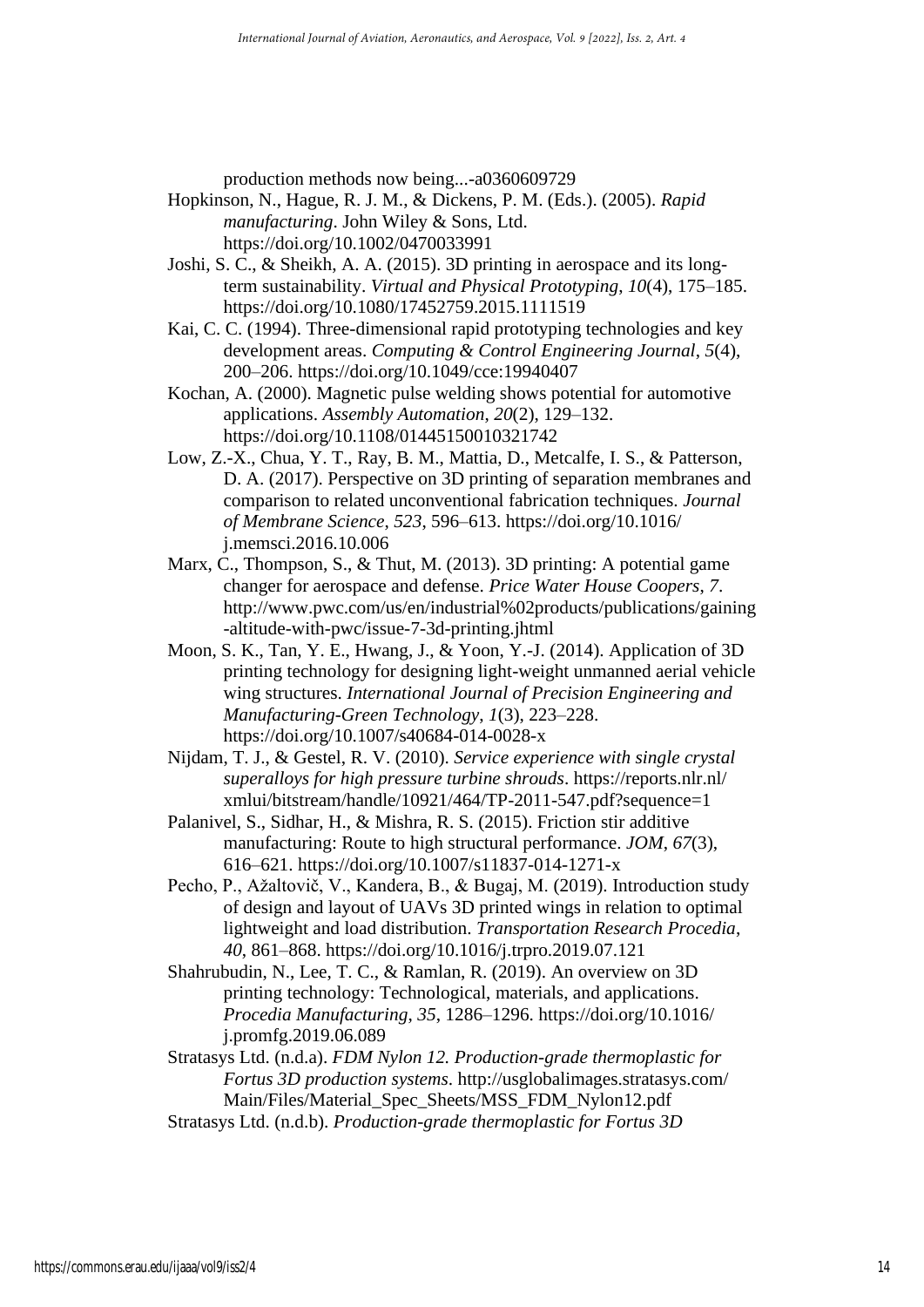production methods now being...-a0360609729

Hopkinson, N., Hague, R. J. M., & Dickens, P. M. (Eds.). (2005). *Rapid manufacturing*. John Wiley & Sons, Ltd. https://doi.org/10.1002/0470033991

Joshi, S. C., & Sheikh, A. A. (2015). 3D printing in aerospace and its long-term sustainability. *Virtual and Physical Prototyping*, *10*(4), 175–185. https://doi.org/10.1080/17452759.2015.1111519

Kai, C. C. (1994). Three-dimensional rapid prototyping technologies and key development areas. *Computing & Control Engineering Journal*, *5*(4), 200–206. https://doi.org/10.1049/cce:19940407

Kochan, A. (2000). Magnetic pulse welding shows potential for automotive applications. *Assembly Automation*, *20*(2), 129–132. https://doi.org/10.1108/01445150010321742

Low, Z.-X., Chua, Y. T., Ray, B. M., Mattia, D., Metcalfe, I. S., & Patterson, D. A. (2017). Perspective on 3D printing of separation membranes and comparison to related unconventional fabrication techniques. *Journal of Membrane Science*, *523*, 596–613. https://doi.org/10.1016/ j.memsci.2016.10.006

Marx, C., Thompson, S., & Thut, M. (2013). 3D printing: A potential game changer for aerospace and defense. *Price Water House Coopers*, *7*. http://www.pwc.com/us/en/industrial%02products/publications/gaining-altitude-with-pwc/issue-7-3d-printing.jhtml

Moon, S. K., Tan, Y. E., Hwang, J., & Yoon, Y.-J. (2014). Application of 3D printing technology for designing light-weight unmanned aerial vehicle wing structures. *International Journal of Precision Engineering and Manufacturing-Green Technology*, *1*(3), 223–228. https://doi.org/10.1007/s40684-014-0028-x

Nijdam, T. J., & Gestel, R. V. (2010). *Service experience with single crystal superalloys for high pressure turbine shrouds*. https://reports.nlr.nl/ xmlui/bitstream/handle/10921/464/TP-2011-547.pdf?sequence=1

Palanivel, S., Sidhar, H., & Mishra, R. S. (2015). Friction stir additive manufacturing: Route to high structural performance. *JOM*, *67*(3), 616–621. https://doi.org/10.1007/s11837-014-1271-x

Pecho, P., Ažaltovič, V., Kandera, B., & Bugaj, M. (2019). Introduction study of design and layout of UAVs 3D printed wings in relation to optimal lightweight and load distribution. *Transportation Research Procedia*, *40*, 861–868. https://doi.org/10.1016/j.trpro.2019.07.121

Shahrubudin, N., Lee, T. C., & Ramlan, R. (2019). An overview on 3D printing technology: Technological, materials, and applications. *Procedia Manufacturing*, *35*, 1286–1296. https://doi.org/10.1016/ j.promfg.2019.06.089

Stratasys Ltd. (n.d.a). *FDM Nylon 12. Production-grade thermoplastic for Fortus 3D production systems*. http://usglobalimages.stratasys.com/ Main/Files/Material_Spec_Sheets/MSS_FDM_Nylon12.pdf

Stratasys Ltd. (n.d.b). *Production-grade thermoplastic for Fortus 3D*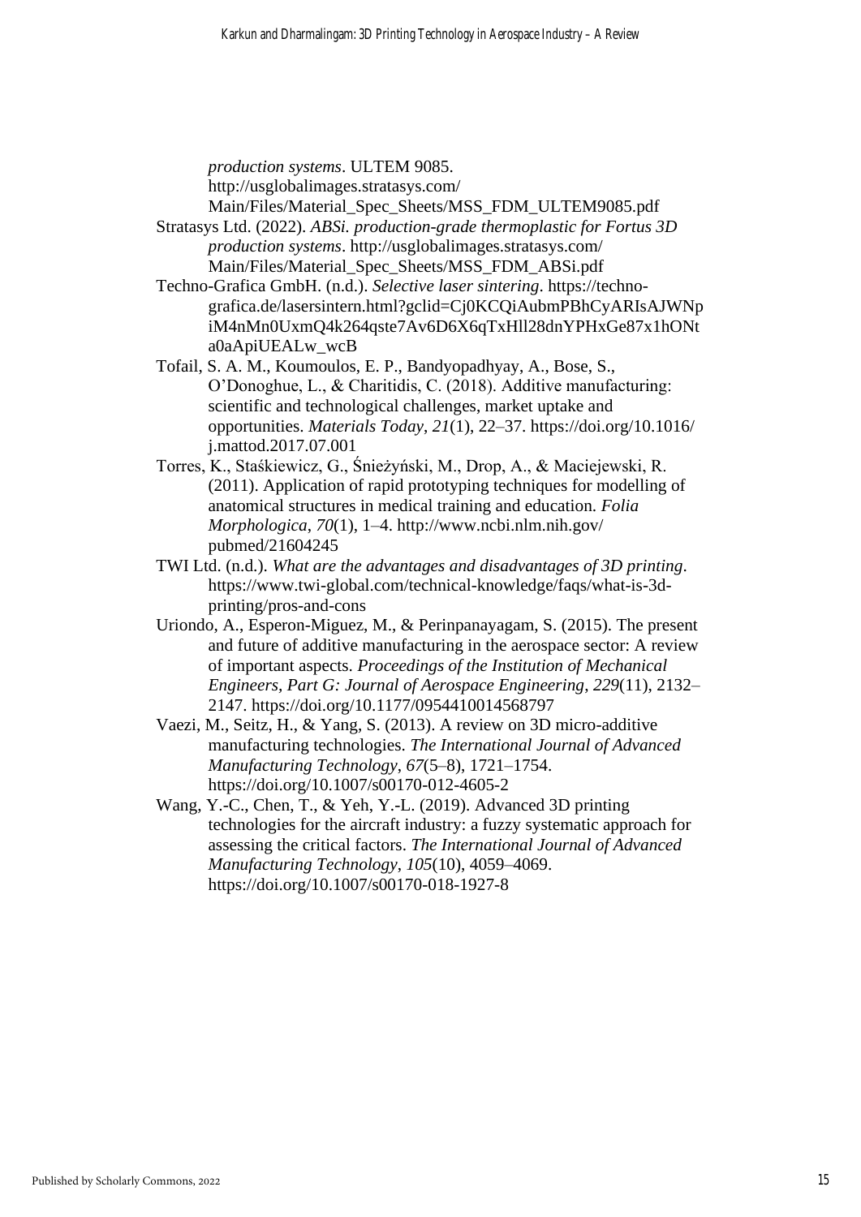*production systems*. ULTEM 9085. http://usglobalimages.stratasys.com/Main/Files/Material_Spec_Sheets/MSS_FDM_ULTEM9085.pdf

Stratasys Ltd. (2022). *ABSi. production-grade thermoplastic for Fortus 3D production systems*. http://usglobalimages.stratasys.com/Main/Files/Material_Spec_Sheets/MSS_FDM_ABSi.pdf

Techno-Grafica GmbH. (n.d.). *Selective laser sintering*. https://techno-grafica.de/lasersintern.html?gclid=Cj0KCQiAubmPBhCyARIsAJWNpiM4nMn0UxmQ4k264qste7Av6D6X6qTxHll28dnYPHxGe87x1hONta0aApiUEALw_wcB

Tofail, S. A. M., Koumoulos, E. P., Bandyopadhyay, A., Bose, S., O'Donoghue, L., & Charitidis, C. (2018). Additive manufacturing: scientific and technological challenges, market uptake and opportunities. *Materials Today*, *21*(1), 22–37. https://doi.org/10.1016/j.mattod.2017.07.001

Torres, K., Staśkiewicz, G., Śnieżyński, M., Drop, A., & Maciejewski, R. (2011). Application of rapid prototyping techniques for modelling of anatomical structures in medical training and education. *Folia Morphologica*, *70*(1), 1–4. http://www.ncbi.nlm.nih.gov/pubmed/21604245

TWI Ltd. (n.d.). *What are the advantages and disadvantages of 3D printing*. https://www.twi-global.com/technical-knowledge/faqs/what-is-3d-printing/pros-and-cons

Uriondo, A., Esperon-Miguez, M., & Perinpanayagam, S. (2015). The present and future of additive manufacturing in the aerospace sector: A review of important aspects. *Proceedings of the Institution of Mechanical Engineers, Part G: Journal of Aerospace Engineering*, *229*(11), 2132–2147. https://doi.org/10.1177/0954410014568797

Vaezi, M., Seitz, H., & Yang, S. (2013). A review on 3D micro-additive manufacturing technologies. *The International Journal of Advanced Manufacturing Technology*, *67*(5–8), 1721–1754. https://doi.org/10.1007/s00170-012-4605-2

Wang, Y.-C., Chen, T., & Yeh, Y.-L. (2019). Advanced 3D printing technologies for the aircraft industry: a fuzzy systematic approach for assessing the critical factors. *The International Journal of Advanced Manufacturing Technology*, *105*(10), 4059–4069. https://doi.org/10.1007/s00170-018-1927-8